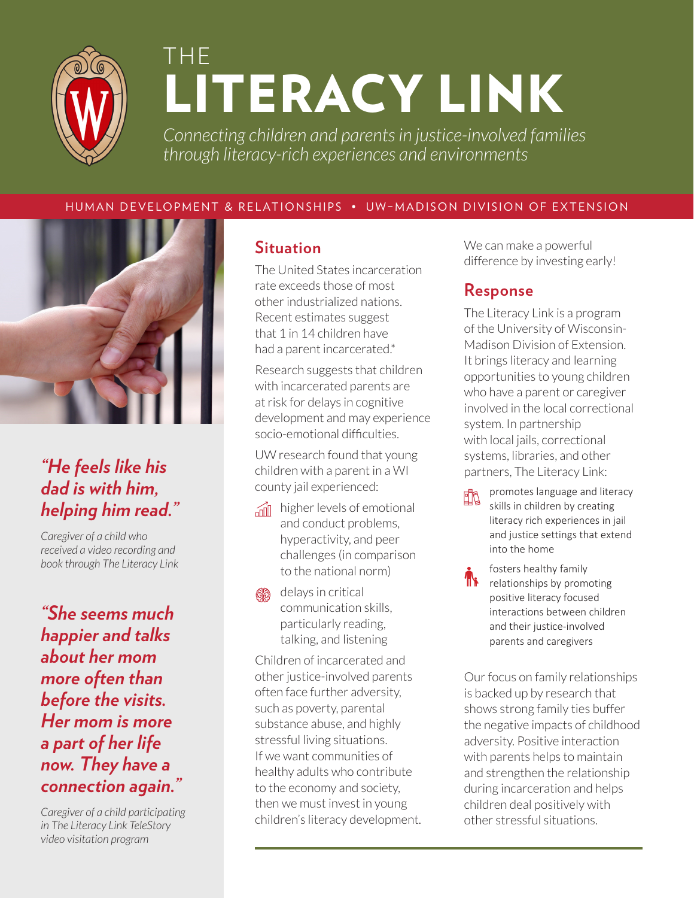# THE LITERACY LINK

*Connecting children and parents in justice-involved families through literacy-rich experiences and environments*

HUMAN DEVELOPMENT & RELATIONSHIPS • UW–MADISON DIVISION OF EXTENSION

***"He feels like his dad is with him, helping him read."***

*Caregiver of a child who received a video recording and book through The Literacy Link*

***"She seems much happier and talks about her mom more often than before the visits. Her mom is more a part of her life now. They have a connection again."***

*Caregiver of a child participating in The Literacy Link TeleStory video visitation program*

## Situation

The United States incarceration rate exceeds those of most other industrialized nations. Recent estimates suggest that 1 in 14 children have had a parent incarcerated.*

Research suggests that children with incarcerated parents are at risk for delays in cognitive development and may experience socio-emotional difficulties.

UW research found that young children with a parent in a WI county jail experienced:

- higher levels of emotional and conduct problems, hyperactivity, and peer challenges (in comparison to the national norm)
- delays in critical communication skills, particularly reading, talking, and listening

Children of incarcerated and other justice-involved parents often face further adversity, such as poverty, parental substance abuse, and highly stressful living situations. If we want communities of healthy adults who contribute to the economy and society, then we must invest in young children's literacy development. We can make a powerful difference by investing early!

## Response

The Literacy Link is a program of the University of Wisconsin-Madison Division of Extension. It brings literacy and learning opportunities to young children who have a parent or caregiver involved in the local correctional system. In partnership with local jails, correctional systems, libraries, and other partners, The Literacy Link:

- promotes language and literacy skills in children by creating literacy rich experiences in jail and justice settings that extend into the home
- fosters healthy family relationships by promoting positive literacy focused interactions between children and their justice-involved parents and caregivers

Our focus on family relationships is backed up by research that shows strong family ties buffer the negative impacts of childhood adversity. Positive interaction with parents helps to maintain and strengthen the relationship during incarceration and helps children deal positively with other stressful situations.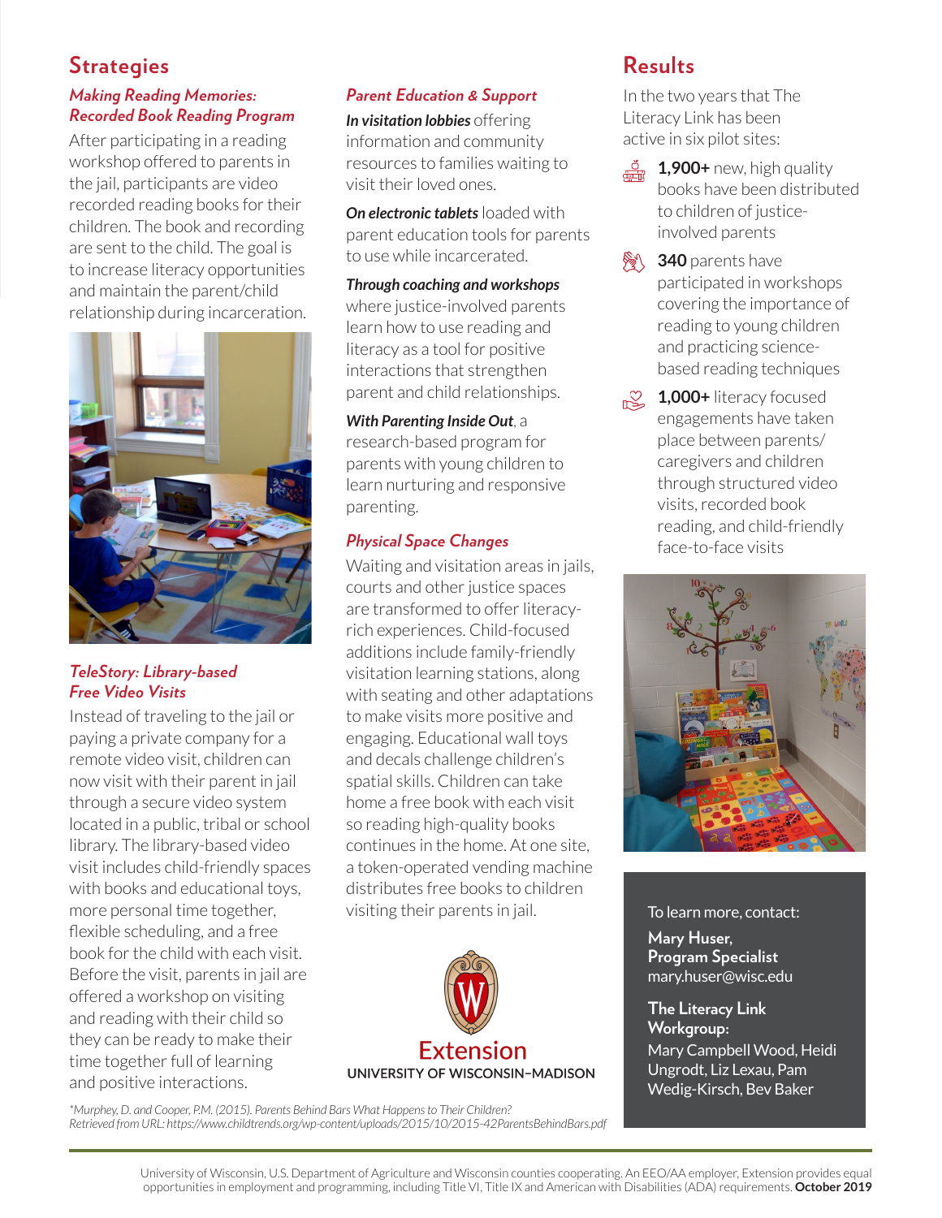## Strategies

### *Making Reading Memories: Recorded Book Reading Program*

After participating in a reading workshop offered to parents in the jail, participants are video recorded reading books for their children. The book and recording are sent to the child. The goal is to increase literacy opportunities and maintain the parent/child relationship during incarceration.

### *TeleStory: Library-based Free Video Visits*

Instead of traveling to the jail or paying a private company for a remote video visit, children can now visit with their parent in jail through a secure video system located in a public, tribal or school library. The library-based video visit includes child-friendly spaces with books and educational toys, more personal time together, flexible scheduling, and a free book for the child with each visit. Before the visit, parents in jail are offered a workshop on visiting and reading with their child so they can be ready to make their time together full of learning and positive interactions.

### *Parent Education & Support*

***In visitation lobbies*** offering information and community resources to families waiting to visit their loved ones.

***On electronic tablets*** loaded with parent education tools for parents to use while incarcerated.

***Through coaching and workshops*** where justice-involved parents learn how to use reading and literacy as a tool for positive interactions that strengthen parent and child relationships.

***With Parenting Inside Out***, a research-based program for parents with young children to learn nurturing and responsive parenting.

### *Physical Space Changes*

Waiting and visitation areas in jails, courts and other justice spaces are transformed to offer literacy-rich experiences. Child-focused additions include family-friendly visitation learning stations, along with seating and other adaptations to make visits more positive and engaging. Educational wall toys and decals challenge children's spatial skills. Children can take home a free book with each visit so reading high-quality books continues in the home. At one site, a token-operated vending machine distributes free books to children visiting their parents in jail.

Extension
UNIVERSITY OF WISCONSIN–MADISON

## Results

In the two years that The Literacy Link has been active in six pilot sites:

- **1,900+** new, high quality books have been distributed to children of justice-involved parents
- **340** parents have participated in workshops covering the importance of reading to young children and practicing science-based reading techniques
- **1,000+** literacy focused engagements have taken place between parents/caregivers and children through structured video visits, recorded book reading, and child-friendly face-to-face visits

To learn more, contact:

**Mary Huser, Program Specialist**
mary.huser@wisc.edu

**The Literacy Link Workgroup:**
Mary Campbell Wood, Heidi Ungrodt, Liz Lexau, Pam Wedig-Kirsch, Bev Baker

*\*Murphey, D. and Cooper, P.M. (2015). Parents Behind Bars What Happens to Their Children? Retrieved from URL: https://www.childtrends.org/wp-content/uploads/2015/10/2015-42ParentsBehindBars.pdf*

University of Wisconsin, U.S. Department of Agriculture and Wisconsin counties cooperating. An EEO/AA employer, Extension provides equal opportunities in employment and programming, including Title VI, Title IX and American with Disabilities (ADA) requirements. **October 2019**